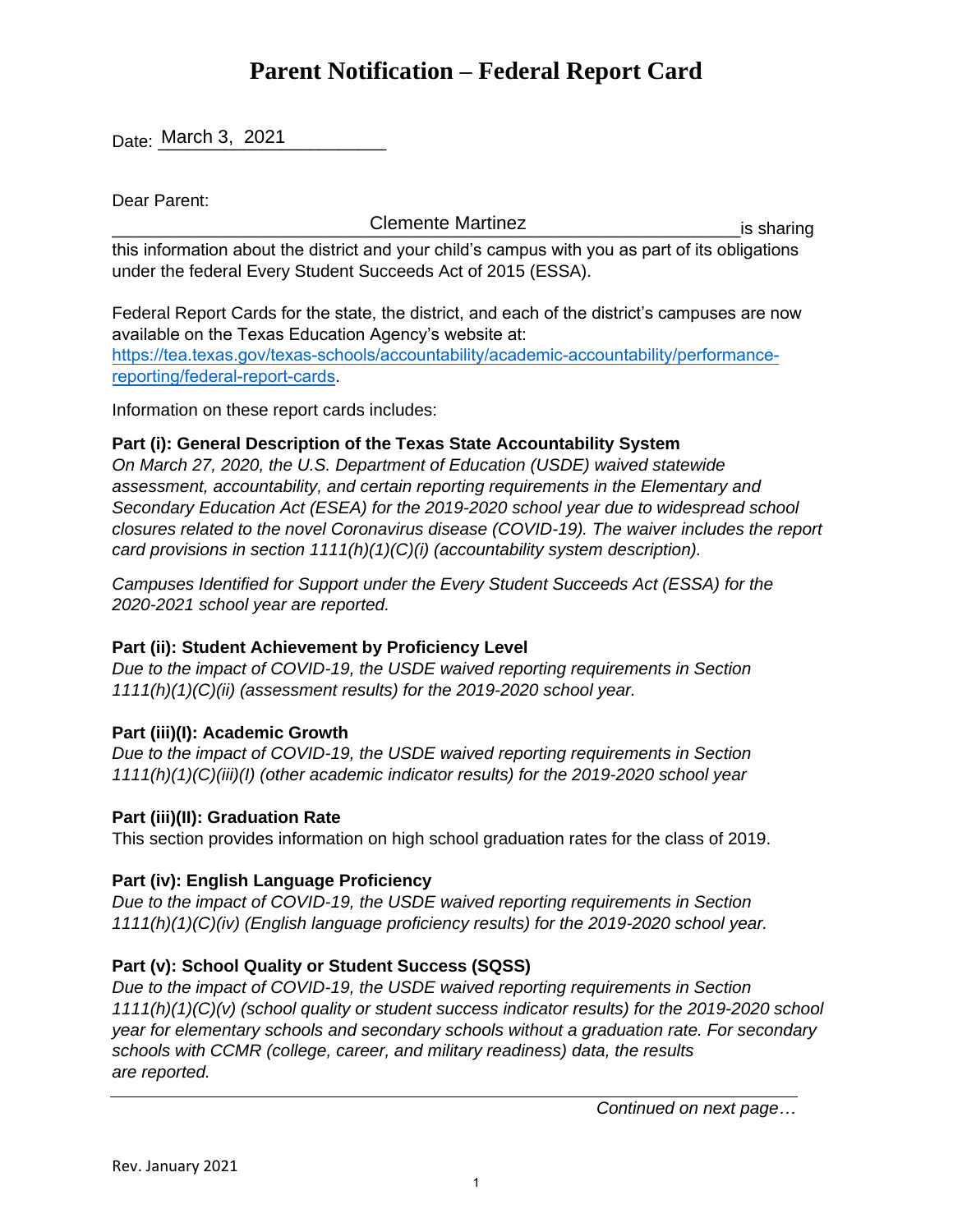# Parent Notification – Federal Report Card

Date: March 3, 2021

Dear Parent:

Clemente Martinez is sharing this information about the district and your child's campus with you as part of its obligations under the federal Every Student Succeeds Act of 2015 (ESSA).

Federal Report Cards for the state, the district, and each of the district's campuses are now available on the Texas Education Agency's website at: [https://tea.texas.gov/texas-schools/accountability/academic-accountability/performance-reporting/federal-report-cards](https://tea.texas.gov/texas-schools/accountability/academic-accountability/performance-reporting/federal-report-cards).

Information on these report cards includes:

**Part (i): General Description of the Texas State Accountability System**
*On March 27, 2020, the U.S. Department of Education (USDE) waived statewide assessment, accountability, and certain reporting requirements in the Elementary and Secondary Education Act (ESEA) for the 2019-2020 school year due to widespread school closures related to the novel Coronavirus disease (COVID-19). The waiver includes the report card provisions in section 1111(h)(1)(C)(i) (accountability system description).*

*Campuses Identified for Support under the Every Student Succeeds Act (ESSA) for the 2020-2021 school year are reported.*

**Part (ii): Student Achievement by Proficiency Level**
*Due to the impact of COVID-19, the USDE waived reporting requirements in Section 1111(h)(1)(C)(ii) (assessment results) for the 2019-2020 school year.*

**Part (iii)(I): Academic Growth**
*Due to the impact of COVID-19, the USDE waived reporting requirements in Section 1111(h)(1)(C)(iii)(I) (other academic indicator results) for the 2019-2020 school year*

**Part (iii)(II): Graduation Rate**
This section provides information on high school graduation rates for the class of 2019.

**Part (iv): English Language Proficiency**
*Due to the impact of COVID-19, the USDE waived reporting requirements in Section 1111(h)(1)(C)(iv) (English language proficiency results) for the 2019-2020 school year.*

**Part (v): School Quality or Student Success (SQSS)**
*Due to the impact of COVID-19, the USDE waived reporting requirements in Section 1111(h)(1)(C)(v) (school quality or student success indicator results) for the 2019-2020 school year for elementary schools and secondary schools without a graduation rate. For secondary schools with CCMR (college, career, and military readiness) data, the results are reported.*

*Continued on next page…*

Rev. January 2021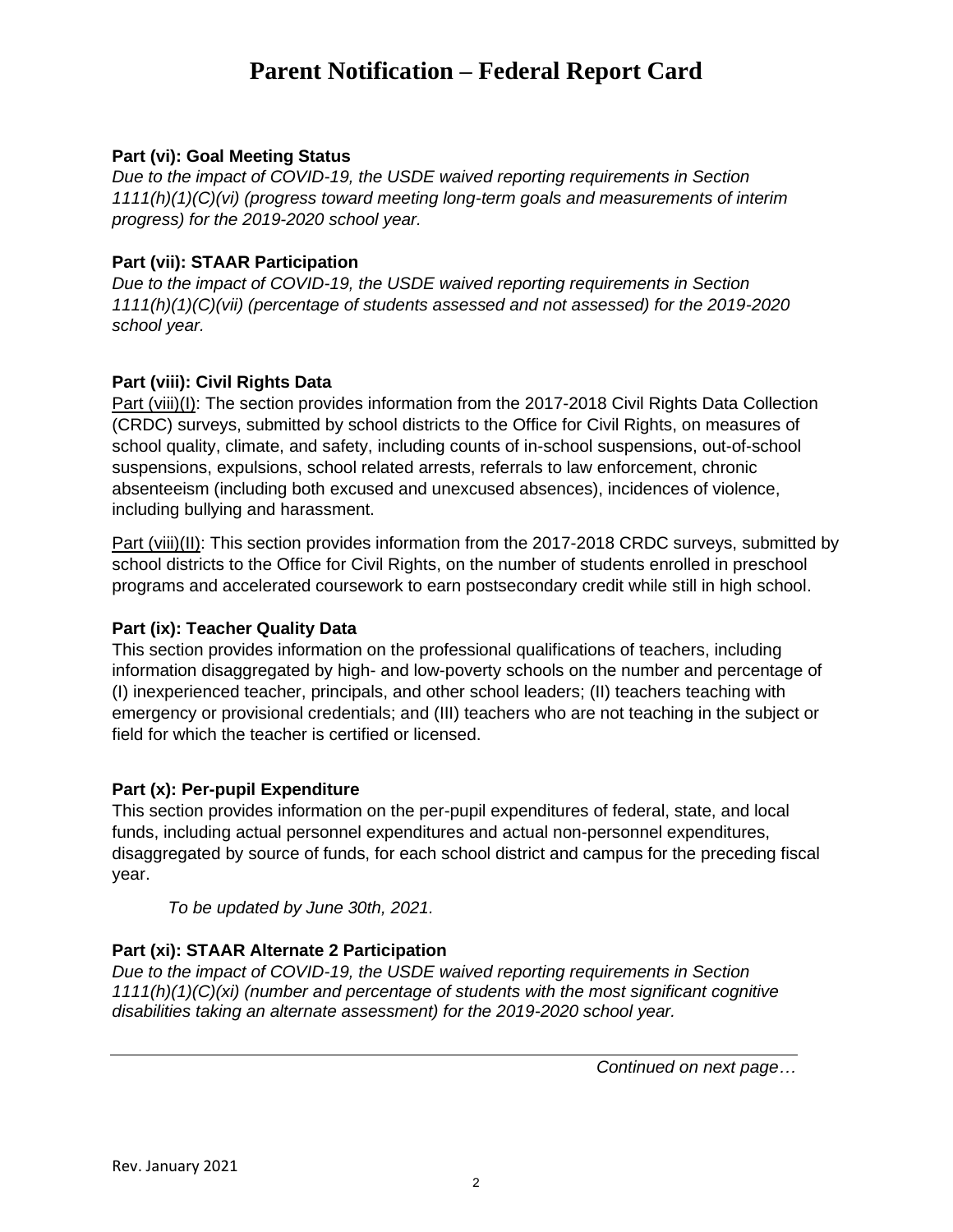# Parent Notification – Federal Report Card

**Part (vi): Goal Meeting Status**

*Due to the impact of COVID-19, the USDE waived reporting requirements in Section 1111(h)(1)(C)(vi) (progress toward meeting long-term goals and measurements of interim progress) for the 2019-2020 school year.*

**Part (vii): STAAR Participation**

*Due to the impact of COVID-19, the USDE waived reporting requirements in Section 1111(h)(1)(C)(vii) (percentage of students assessed and not assessed) for the 2019-2020 school year.*

**Part (viii): Civil Rights Data**

<u>Part (viii)(I)</u>: The section provides information from the 2017-2018 Civil Rights Data Collection (CRDC) surveys, submitted by school districts to the Office for Civil Rights, on measures of school quality, climate, and safety, including counts of in-school suspensions, out-of-school suspensions, expulsions, school related arrests, referrals to law enforcement, chronic absenteeism (including both excused and unexcused absences), incidences of violence, including bullying and harassment.

<u>Part (viii)(II)</u>: This section provides information from the 2017-2018 CRDC surveys, submitted by school districts to the Office for Civil Rights, on the number of students enrolled in preschool programs and accelerated coursework to earn postsecondary credit while still in high school.

**Part (ix): Teacher Quality Data**

This section provides information on the professional qualifications of teachers, including information disaggregated by high- and low-poverty schools on the number and percentage of (I) inexperienced teacher, principals, and other school leaders; (II) teachers teaching with emergency or provisional credentials; and (III) teachers who are not teaching in the subject or field for which the teacher is certified or licensed.

**Part (x): Per-pupil Expenditure**

This section provides information on the per-pupil expenditures of federal, state, and local funds, including actual personnel expenditures and actual non-personnel expenditures, disaggregated by source of funds, for each school district and campus for the preceding fiscal year.

*To be updated by June 30th, 2021.*

**Part (xi): STAAR Alternate 2 Participation**

*Due to the impact of COVID-19, the USDE waived reporting requirements in Section 1111(h)(1)(C)(xi) (number and percentage of students with the most significant cognitive disabilities taking an alternate assessment) for the 2019-2020 school year.*

---

*Continued on next page…*

Rev. January 2021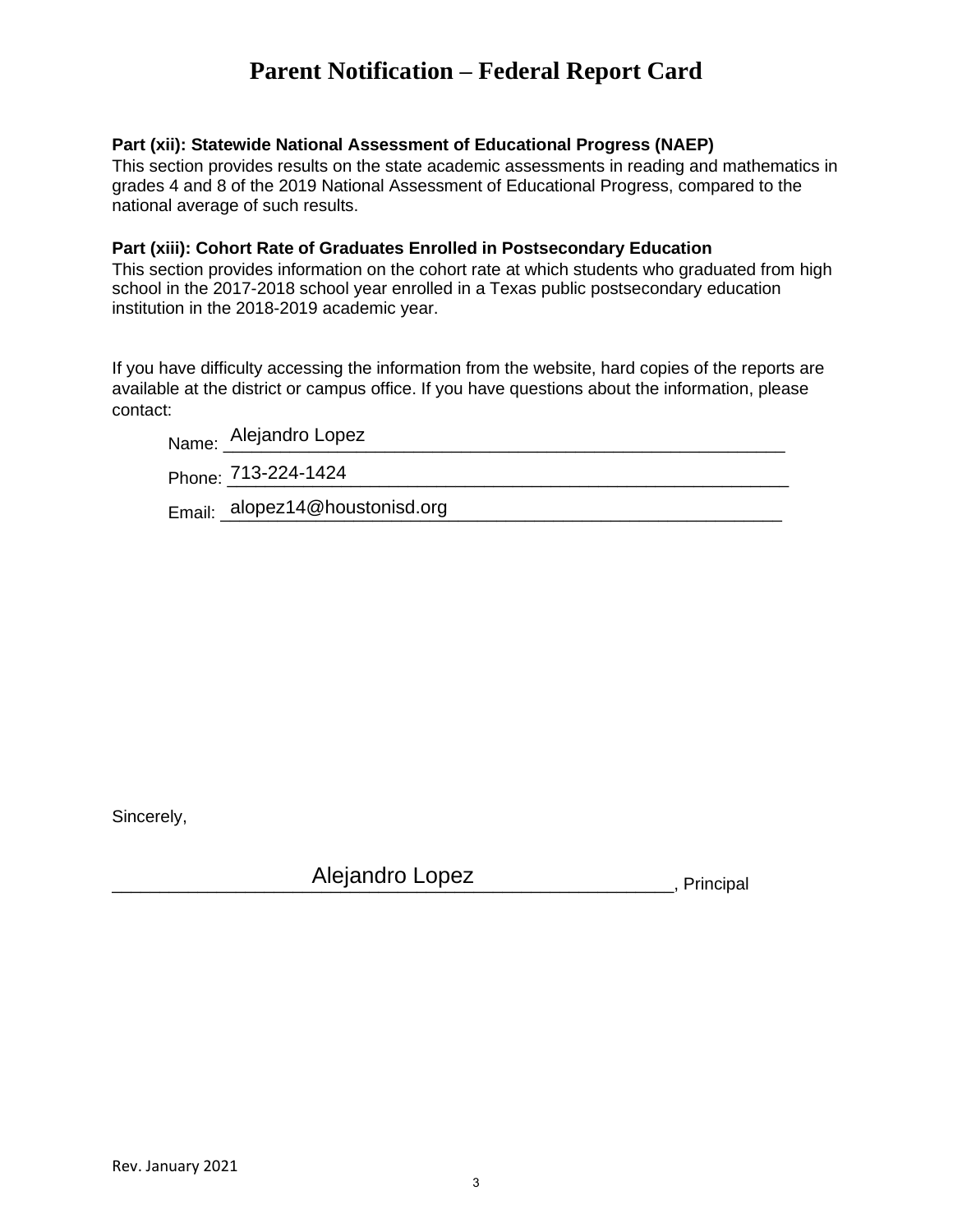# Parent Notification – Federal Report Card

**Part (xii): Statewide National Assessment of Educational Progress (NAEP)**
This section provides results on the state academic assessments in reading and mathematics in grades 4 and 8 of the 2019 National Assessment of Educational Progress, compared to the national average of such results.

**Part (xiii): Cohort Rate of Graduates Enrolled in Postsecondary Education**
This section provides information on the cohort rate at which students who graduated from high school in the 2017-2018 school year enrolled in a Texas public postsecondary education institution in the 2018-2019 academic year.

If you have difficulty accessing the information from the website, hard copies of the reports are available at the district or campus office. If you have questions about the information, please contact:

Name: Alejandro Lopez

Phone: 713-224-1424

Email: alopez14@houstonisd.org

Sincerely,

Alejandro Lopez, Principal

Rev. January 2021